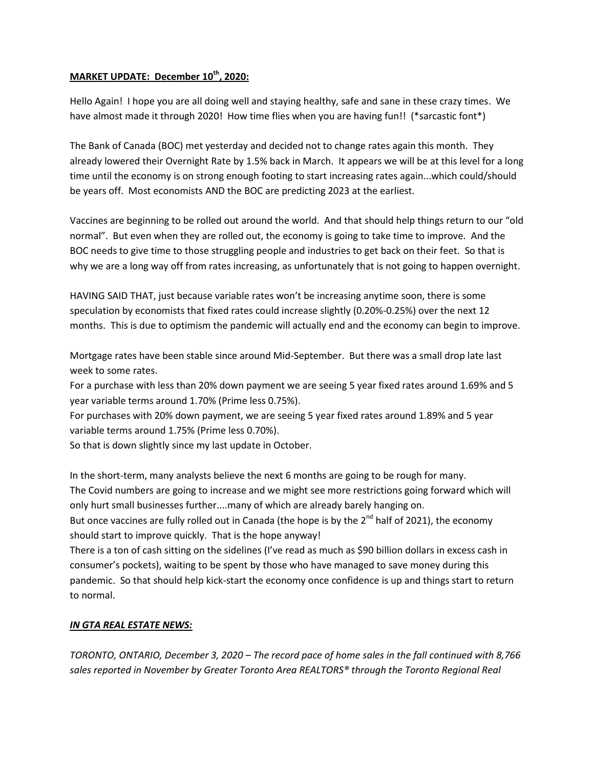**<u>MARKET UPDATE: December 10th, 2020:</u>**

Hello Again! I hope you are all doing well and staying healthy, safe and sane in these crazy times. We have almost made it through 2020! How time flies when you are having fun!! (*sarcastic font*)

The Bank of Canada (BOC) met yesterday and decided not to change rates again this month. They already lowered their Overnight Rate by 1.5% back in March. It appears we will be at this level for a long time until the economy is on strong enough footing to start increasing rates again...which could/should be years off. Most economists AND the BOC are predicting 2023 at the earliest.

Vaccines are beginning to be rolled out around the world. And that should help things return to our "old normal". But even when they are rolled out, the economy is going to take time to improve. And the BOC needs to give time to those struggling people and industries to get back on their feet. So that is why we are a long way off from rates increasing, as unfortunately that is not going to happen overnight.

HAVING SAID THAT, just because variable rates won't be increasing anytime soon, there is some speculation by economists that fixed rates could increase slightly (0.20%-0.25%) over the next 12 months. This is due to optimism the pandemic will actually end and the economy can begin to improve.

Mortgage rates have been stable since around Mid-September. But there was a small drop late last week to some rates.
For a purchase with less than 20% down payment we are seeing 5 year fixed rates around 1.69% and 5 year variable terms around 1.70% (Prime less 0.75%).
For purchases with 20% down payment, we are seeing 5 year fixed rates around 1.89% and 5 year variable terms around 1.75% (Prime less 0.70%).
So that is down slightly since my last update in October.

In the short-term, many analysts believe the next 6 months are going to be rough for many.
The Covid numbers are going to increase and we might see more restrictions going forward which will only hurt small businesses further....many of which are already barely hanging on.
But once vaccines are fully rolled out in Canada (the hope is by the 2nd half of 2021), the economy should start to improve quickly. That is the hope anyway!
There is a ton of cash sitting on the sidelines (I've read as much as $90 billion dollars in excess cash in consumer's pockets), waiting to be spent by those who have managed to save money during this pandemic. So that should help kick-start the economy once confidence is up and things start to return to normal.

***<u>IN GTA REAL ESTATE NEWS:</u>***

*TORONTO, ONTARIO, December 3, 2020 – The record pace of home sales in the fall continued with 8,766 sales reported in November by Greater Toronto Area REALTORS® through the Toronto Regional Real*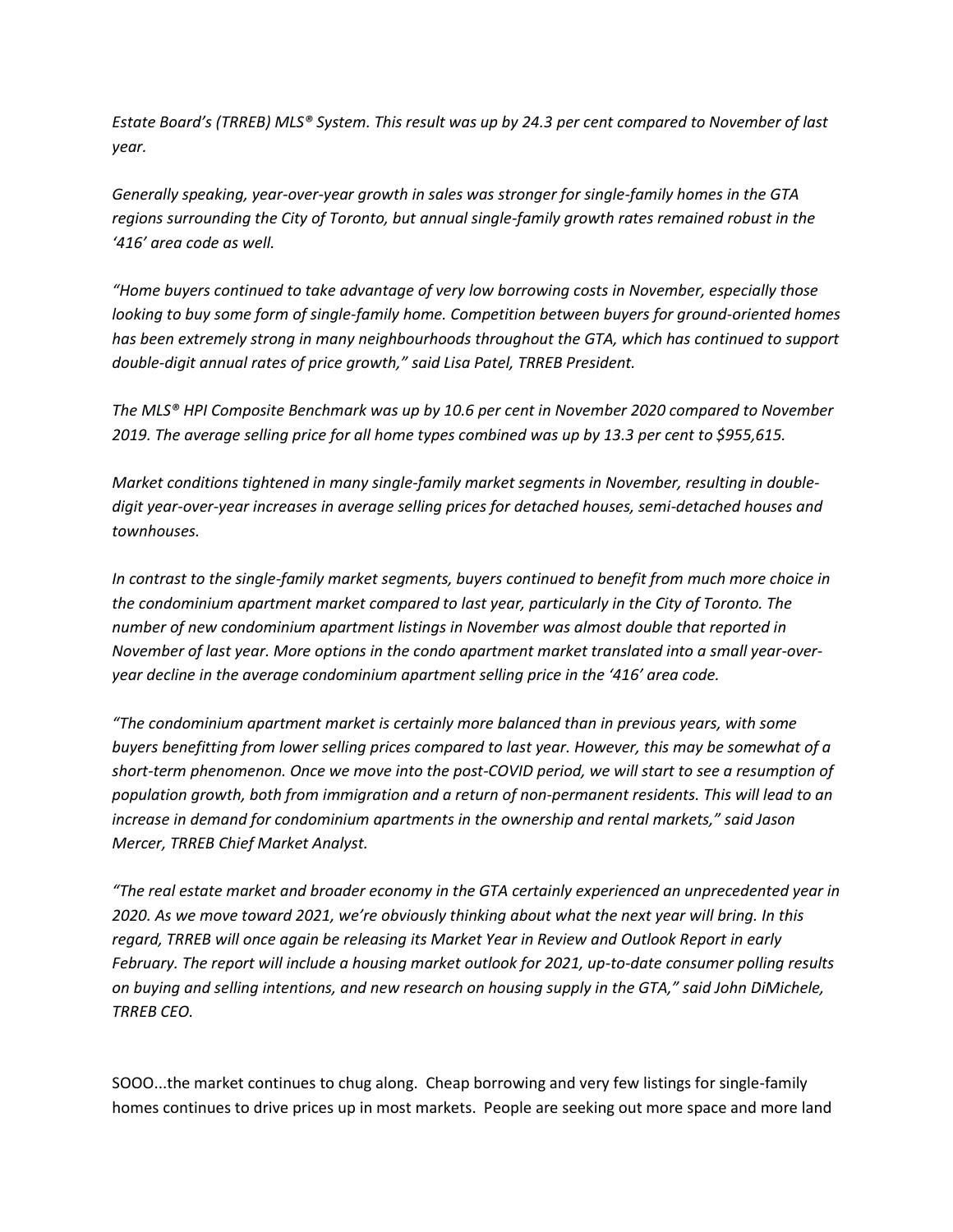*Estate Board's (TRREB) MLS® System. This result was up by 24.3 per cent compared to November of last year.*

*Generally speaking, year-over-year growth in sales was stronger for single-family homes in the GTA regions surrounding the City of Toronto, but annual single-family growth rates remained robust in the '416' area code as well.*

*"Home buyers continued to take advantage of very low borrowing costs in November, especially those looking to buy some form of single-family home. Competition between buyers for ground-oriented homes has been extremely strong in many neighbourhoods throughout the GTA, which has continued to support double-digit annual rates of price growth," said Lisa Patel, TRREB President.*

*The MLS® HPI Composite Benchmark was up by 10.6 per cent in November 2020 compared to November 2019. The average selling price for all home types combined was up by 13.3 per cent to $955,615.*

*Market conditions tightened in many single-family market segments in November, resulting in double-digit year-over-year increases in average selling prices for detached houses, semi-detached houses and townhouses.*

*In contrast to the single-family market segments, buyers continued to benefit from much more choice in the condominium apartment market compared to last year, particularly in the City of Toronto. The number of new condominium apartment listings in November was almost double that reported in November of last year. More options in the condo apartment market translated into a small year-over-year decline in the average condominium apartment selling price in the '416' area code.*

*"The condominium apartment market is certainly more balanced than in previous years, with some buyers benefitting from lower selling prices compared to last year. However, this may be somewhat of a short-term phenomenon. Once we move into the post-COVID period, we will start to see a resumption of population growth, both from immigration and a return of non-permanent residents. This will lead to an increase in demand for condominium apartments in the ownership and rental markets," said Jason Mercer, TRREB Chief Market Analyst.*

*"The real estate market and broader economy in the GTA certainly experienced an unprecedented year in 2020. As we move toward 2021, we're obviously thinking about what the next year will bring. In this regard, TRREB will once again be releasing its Market Year in Review and Outlook Report in early February. The report will include a housing market outlook for 2021, up-to-date consumer polling results on buying and selling intentions, and new research on housing supply in the GTA," said John DiMichele, TRREB CEO.*

SOOO...the market continues to chug along. Cheap borrowing and very few listings for single-family homes continues to drive prices up in most markets. People are seeking out more space and more land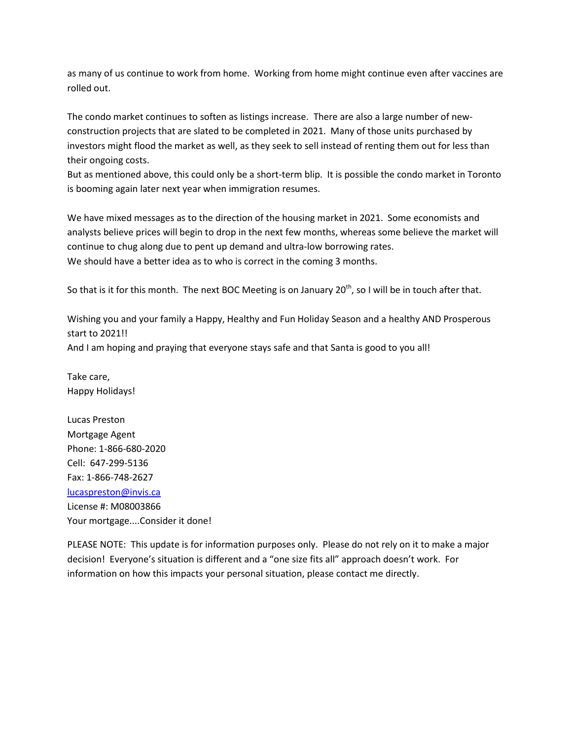as many of us continue to work from home. Working from home might continue even after vaccines are rolled out.

The condo market continues to soften as listings increase. There are also a large number of new-construction projects that are slated to be completed in 2021. Many of those units purchased by investors might flood the market as well, as they seek to sell instead of renting them out for less than their ongoing costs.
But as mentioned above, this could only be a short-term blip. It is possible the condo market in Toronto is booming again later next year when immigration resumes.

We have mixed messages as to the direction of the housing market in 2021. Some economists and analysts believe prices will begin to drop in the next few months, whereas some believe the market will continue to chug along due to pent up demand and ultra-low borrowing rates.
We should have a better idea as to who is correct in the coming 3 months.

So that is it for this month. The next BOC Meeting is on January 20th, so I will be in touch after that.

Wishing you and your family a Happy, Healthy and Fun Holiday Season and a healthy AND Prosperous start to 2021!!
And I am hoping and praying that everyone stays safe and that Santa is good to you all!

Take care,
Happy Holidays!

Lucas Preston
Mortgage Agent
Phone: 1-866-680-2020
Cell: 647-299-5136
Fax: 1-866-748-2627
[lucaspreston@invis.ca](mailto:lucaspreston@invis.ca)
License #: M08003866
Your mortgage....Consider it done!

PLEASE NOTE: This update is for information purposes only. Please do not rely on it to make a major decision! Everyone's situation is different and a "one size fits all" approach doesn't work. For information on how this impacts your personal situation, please contact me directly.